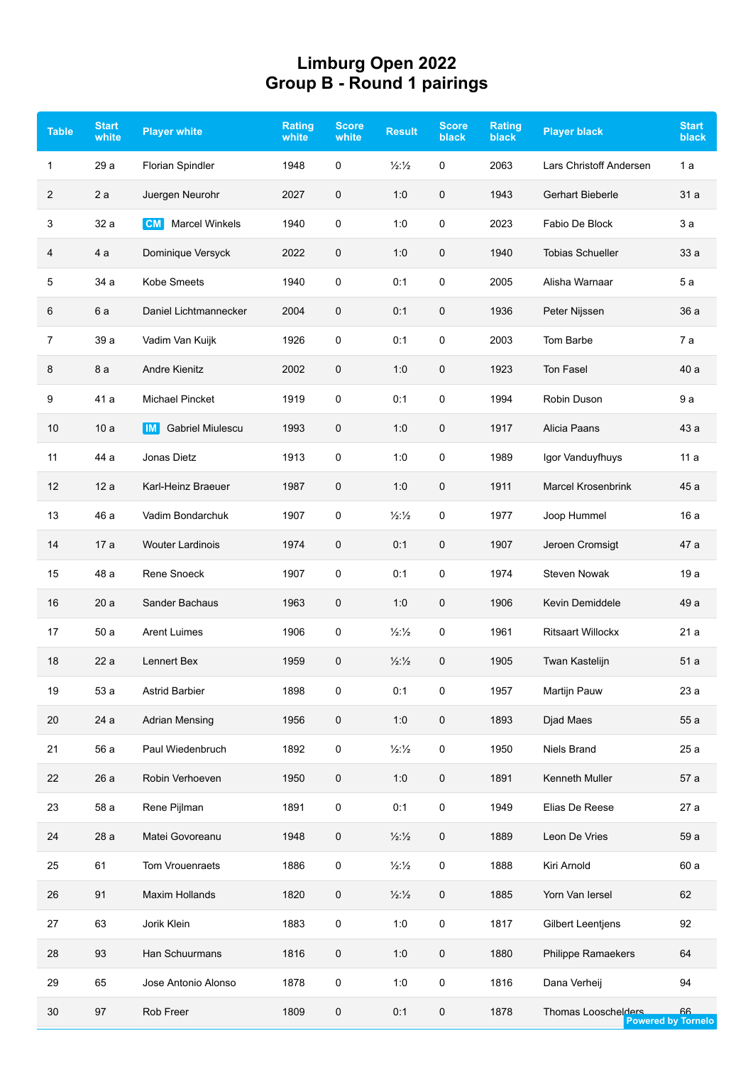# Limburg Open 2022
## Group B - Round 1 pairings

| Table | Start white | Player white | Rating white | Score white | Result | Score black | Rating black | Player black | Start black |
|---|---|---|---|---|---|---|---|---|---|
| 1 | 29 a | Florian Spindler | 1948 | 0 | ½:½ | 0 | 2063 | Lars Christoff Andersen | 1 a |
| 2 | 2 a | Juergen Neurohr | 2027 | 0 | 1:0 | 0 | 1943 | Gerhart Bieberle | 31 a |
| 3 | 32 a | CM Marcel Winkels | 1940 | 0 | 1:0 | 0 | 2023 | Fabio De Block | 3 a |
| 4 | 4 a | Dominique Versyck | 2022 | 0 | 1:0 | 0 | 1940 | Tobias Schueller | 33 a |
| 5 | 34 a | Kobe Smeets | 1940 | 0 | 0:1 | 0 | 2005 | Alisha Warnaar | 5 a |
| 6 | 6 a | Daniel Lichtmannecker | 2004 | 0 | 0:1 | 0 | 1936 | Peter Nijssen | 36 a |
| 7 | 39 a | Vadim Van Kuijk | 1926 | 0 | 0:1 | 0 | 2003 | Tom Barbe | 7 a |
| 8 | 8 a | Andre Kienitz | 2002 | 0 | 1:0 | 0 | 1923 | Ton Fasel | 40 a |
| 9 | 41 a | Michael Pincket | 1919 | 0 | 0:1 | 0 | 1994 | Robin Duson | 9 a |
| 10 | 10 a | IM Gabriel Miulescu | 1993 | 0 | 1:0 | 0 | 1917 | Alicia Paans | 43 a |
| 11 | 44 a | Jonas Dietz | 1913 | 0 | 1:0 | 0 | 1989 | Igor Vanduyfhuys | 11 a |
| 12 | 12 a | Karl-Heinz Braeuer | 1987 | 0 | 1:0 | 0 | 1911 | Marcel Krosenbrink | 45 a |
| 13 | 46 a | Vadim Bondarchuk | 1907 | 0 | ½:½ | 0 | 1977 | Joop Hummel | 16 a |
| 14 | 17 a | Wouter Lardinois | 1974 | 0 | 0:1 | 0 | 1907 | Jeroen Cromsigt | 47 a |
| 15 | 48 a | Rene Snoeck | 1907 | 0 | 0:1 | 0 | 1974 | Steven Nowak | 19 a |
| 16 | 20 a | Sander Bachaus | 1963 | 0 | 1:0 | 0 | 1906 | Kevin Demiddele | 49 a |
| 17 | 50 a | Arent Luimes | 1906 | 0 | ½:½ | 0 | 1961 | Ritsaart Willockx | 21 a |
| 18 | 22 a | Lennert Bex | 1959 | 0 | ½:½ | 0 | 1905 | Twan Kastelijn | 51 a |
| 19 | 53 a | Astrid Barbier | 1898 | 0 | 0:1 | 0 | 1957 | Martijn Pauw | 23 a |
| 20 | 24 a | Adrian Mensing | 1956 | 0 | 1:0 | 0 | 1893 | Djad Maes | 55 a |
| 21 | 56 a | Paul Wiedenbruch | 1892 | 0 | ½:½ | 0 | 1950 | Niels Brand | 25 a |
| 22 | 26 a | Robin Verhoeven | 1950 | 0 | 1:0 | 0 | 1891 | Kenneth Muller | 57 a |
| 23 | 58 a | Rene Pijlman | 1891 | 0 | 0:1 | 0 | 1949 | Elias De Reese | 27 a |
| 24 | 28 a | Matei Govoreanu | 1948 | 0 | ½:½ | 0 | 1889 | Leon De Vries | 59 a |
| 25 | 61 | Tom Vrouenraets | 1886 | 0 | ½:½ | 0 | 1888 | Kiri Arnold | 60 a |
| 26 | 91 | Maxim Hollands | 1820 | 0 | ½:½ | 0 | 1885 | Yorn Van Iersel | 62 |
| 27 | 63 | Jorik Klein | 1883 | 0 | 1:0 | 0 | 1817 | Gilbert Leentjens | 92 |
| 28 | 93 | Han Schuurmans | 1816 | 0 | 1:0 | 0 | 1880 | Philippe Ramaekers | 64 |
| 29 | 65 | Jose Antonio Alonso | 1878 | 0 | 1:0 | 0 | 1816 | Dana Verheij | 94 |
| 30 | 97 | Rob Freer | 1809 | 0 | 0:1 | 0 | 1878 | Thomas Looschelders | 66 |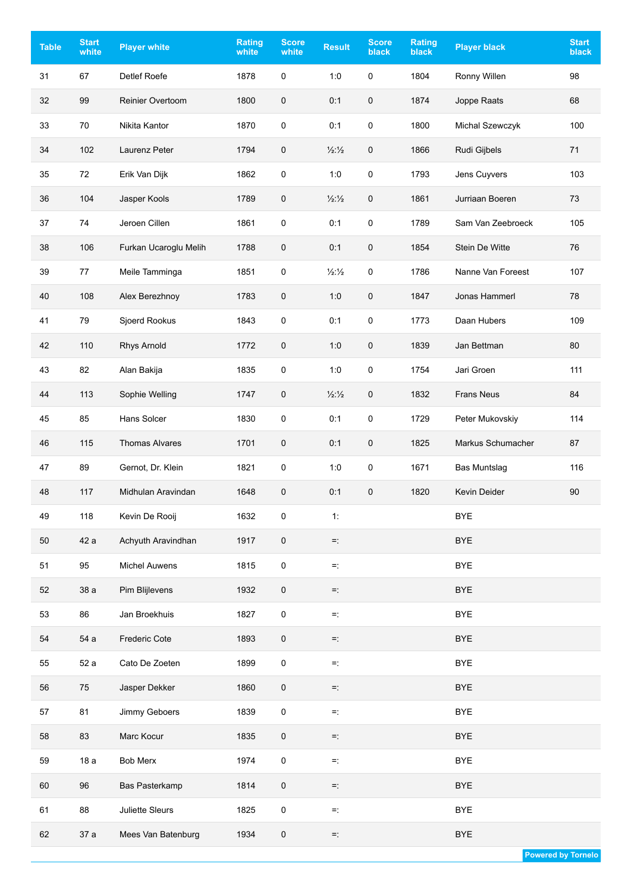| Table | Start white | Player white | Rating white | Score white | Result | Score black | Rating black | Player black | Start black |
|---|---|---|---|---|---|---|---|---|---|
| 31 | 67 | Detlef Roefe | 1878 | 0 | 1:0 | 0 | 1804 | Ronny Willen | 98 |
| 32 | 99 | Reinier Overtoom | 1800 | 0 | 0:1 | 0 | 1874 | Joppe Raats | 68 |
| 33 | 70 | Nikita Kantor | 1870 | 0 | 0:1 | 0 | 1800 | Michal Szewczyk | 100 |
| 34 | 102 | Laurenz Peter | 1794 | 0 | ½:½ | 0 | 1866 | Rudi Gijbels | 71 |
| 35 | 72 | Erik Van Dijk | 1862 | 0 | 1:0 | 0 | 1793 | Jens Cuyvers | 103 |
| 36 | 104 | Jasper Kools | 1789 | 0 | ½:½ | 0 | 1861 | Jurriaan Boeren | 73 |
| 37 | 74 | Jeroen Cillen | 1861 | 0 | 0:1 | 0 | 1789 | Sam Van Zeebroeck | 105 |
| 38 | 106 | Furkan Ucaroglu Melih | 1788 | 0 | 0:1 | 0 | 1854 | Stein De Witte | 76 |
| 39 | 77 | Meile Tamminga | 1851 | 0 | ½:½ | 0 | 1786 | Nanne Van Foreest | 107 |
| 40 | 108 | Alex Berezhnoy | 1783 | 0 | 1:0 | 0 | 1847 | Jonas Hammerl | 78 |
| 41 | 79 | Sjoerd Rookus | 1843 | 0 | 0:1 | 0 | 1773 | Daan Hubers | 109 |
| 42 | 110 | Rhys Arnold | 1772 | 0 | 1:0 | 0 | 1839 | Jan Bettman | 80 |
| 43 | 82 | Alan Bakija | 1835 | 0 | 1:0 | 0 | 1754 | Jari Groen | 111 |
| 44 | 113 | Sophie Welling | 1747 | 0 | ½:½ | 0 | 1832 | Frans Neus | 84 |
| 45 | 85 | Hans Solcer | 1830 | 0 | 0:1 | 0 | 1729 | Peter Mukovskiy | 114 |
| 46 | 115 | Thomas Alvares | 1701 | 0 | 0:1 | 0 | 1825 | Markus Schumacher | 87 |
| 47 | 89 | Gernot, Dr. Klein | 1821 | 0 | 1:0 | 0 | 1671 | Bas Muntslag | 116 |
| 48 | 117 | Midhulan Aravindan | 1648 | 0 | 0:1 | 0 | 1820 | Kevin Deider | 90 |
| 49 | 118 | Kevin De Rooij | 1632 | 0 | 1: | | | BYE | |
| 50 | 42 a | Achyuth Aravindhan | 1917 | 0 | =: | | | BYE | |
| 51 | 95 | Michel Auwens | 1815 | 0 | =: | | | BYE | |
| 52 | 38 a | Pim Blijlevens | 1932 | 0 | =: | | | BYE | |
| 53 | 86 | Jan Broekhuis | 1827 | 0 | =: | | | BYE | |
| 54 | 54 a | Frederic Cote | 1893 | 0 | =: | | | BYE | |
| 55 | 52 a | Cato De Zoeten | 1899 | 0 | =: | | | BYE | |
| 56 | 75 | Jasper Dekker | 1860 | 0 | =: | | | BYE | |
| 57 | 81 | Jimmy Geboers | 1839 | 0 | =: | | | BYE | |
| 58 | 83 | Marc Kocur | 1835 | 0 | =: | | | BYE | |
| 59 | 18 a | Bob Merx | 1974 | 0 | =: | | | BYE | |
| 60 | 96 | Bas Pasterkamp | 1814 | 0 | =: | | | BYE | |
| 61 | 88 | Juliette Sleurs | 1825 | 0 | =: | | | BYE | |
| 62 | 37 a | Mees Van Batenburg | 1934 | 0 | =: | | | BYE | |

Powered by Tornelo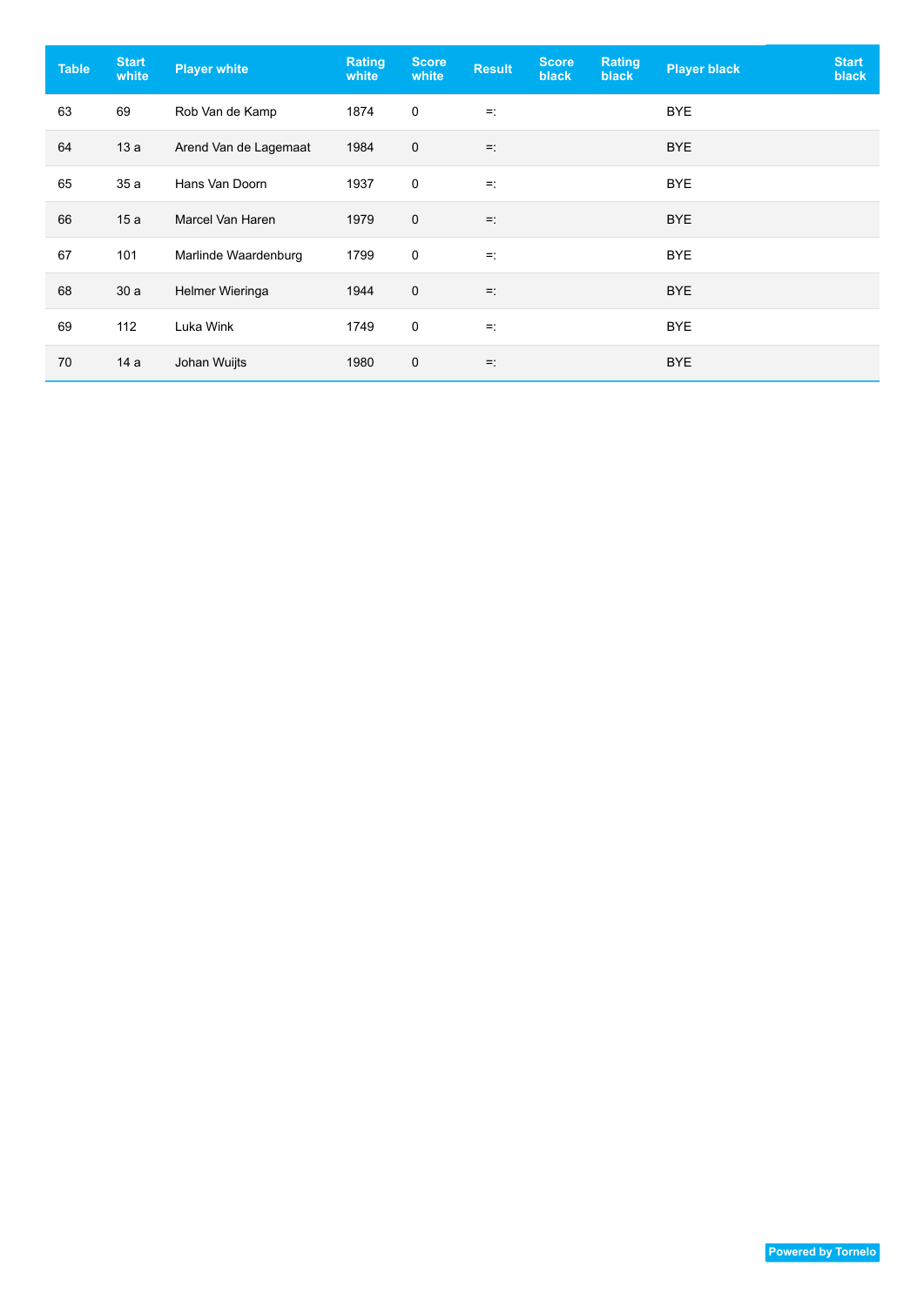| Table | Start white | Player white | Rating white | Score white | Result | Score black | Rating black | Player black | Start black |
|---|---|---|---|---|---|---|---|---|---|
| 63 | 69 | Rob Van de Kamp | 1874 | 0 | =: | | | BYE | |
| 64 | 13 a | Arend Van de Lagemaat | 1984 | 0 | =: | | | BYE | |
| 65 | 35 a | Hans Van Doorn | 1937 | 0 | =: | | | BYE | |
| 66 | 15 a | Marcel Van Haren | 1979 | 0 | =: | | | BYE | |
| 67 | 101 | Marlinde Waardenburg | 1799 | 0 | =: | | | BYE | |
| 68 | 30 a | Helmer Wieringa | 1944 | 0 | =: | | | BYE | |
| 69 | 112 | Luka Wink | 1749 | 0 | =: | | | BYE | |
| 70 | 14 a | Johan Wuijts | 1980 | 0 | =: | | | BYE | |

Powered by Tornelo